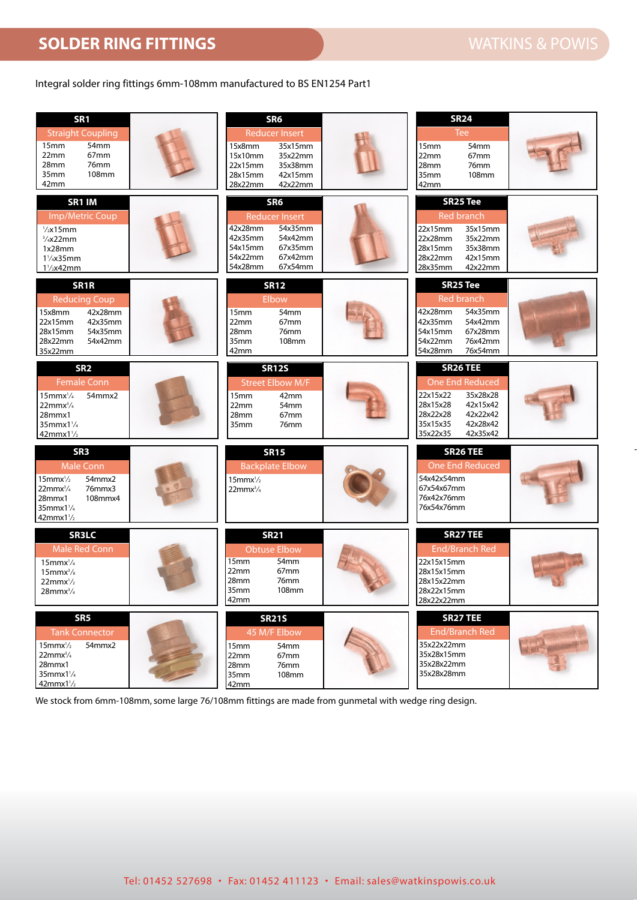# SOLDER RING FITTINGS

WATKINS & POWIS

Integral solder ring fittings 6mm-108mm manufactured to BS EN1254 Part1

### SR1
**Straight Coupling**

| | |
|---|---|
| 15mm | 54mm |
| 22mm | 67mm |
| 28mm | 76mm |
| 35mm | 108mm |
| 42mm | |

### SR1 IM
**Imp/Metric Coup**

- ½x15mm
- ¾x22mm
- 1x28mm
- 1¼x35mm
- 1½x42mm

### SR1R
**Reducing Coup**

| | |
|---|---|
| 15x8mm | 42x28mm |
| 22x15mm | 42x35mm |
| 28x15mm | 54x35mm |
| 28x22mm | 54x42mm |
| 35x22mm | |

### SR2
**Female Conn**

| | |
|---|---|
| 15mmx¼ | 54mmx2 |
| 22mmx¾ | |
| 28mmx1 | |
| 35mmx1¼ | |
| 42mmx1½ | |

### SR3
**Male Conn**

| | |
|---|---|
| 15mmx½ | 54mmx2 |
| 22mmx¾ | 76mmx3 |
| 28mmx1 | 108mmx4 |
| 35mmx1¼ | |
| 42mmx1½ | |

### SR3LC
**Male Red Conn**

- 15mmx¼
- 15mmx⅜
- 22mmx½
- 28mmx¾

### SR5
**Tank Connector**

| | |
|---|---|
| 15mmx½ | 54mmx2 |
| 22mmx¾ | |
| 28mmx1 | |
| 35mmx1¼ | |
| 42mmx1½ | |

### SR6
**Reducer Insert**

| | |
|---|---|
| 15x8mm | 35x15mm |
| 15x10mm | 35x22mm |
| 22x15mm | 35x38mm |
| 28x15mm | 42x15mm |
| 28x22mm | 42x22mm |

### SR6
**Reducer Insert**

| | |
|---|---|
| 42x28mm | 54x35mm |
| 42x35mm | 54x42mm |
| 54x15mm | 67x35mm |
| 54x22mm | 67x42mm |
| 54x28mm | 67x54mm |

### SR12
**Elbow**

| | |
|---|---|
| 15mm | 54mm |
| 22mm | 67mm |
| 28mm | 76mm |
| 35mm | 108mm |
| 42mm | |

### SR12S
**Street Elbow M/F**

| | |
|---|---|
| 15mm | 42mm |
| 22mm | 54mm |
| 28mm | 67mm |
| 35mm | 76mm |

### SR15
**Backplate Elbow**

- 15mmx½
- 22mmx¾

### SR21
**Obtuse Elbow**

| | |
|---|---|
| 15mm | 54mm |
| 22mm | 67mm |
| 28mm | 76mm |
| 35mm | 108mm |
| 42mm | |

### SR21S
**45 M/F Elbow**

| | |
|---|---|
| 15mm | 54mm |
| 22mm | 67mm |
| 28mm | 76mm |
| 35mm | 108mm |
| 42mm | |

### SR24
**Tee**

| | |
|---|---|
| 15mm | 54mm |
| 22mm | 67mm |
| 28mm | 76mm |
| 35mm | 108mm |
| 42mm | |

### SR25 Tee
**Red branch**

| | |
|---|---|
| 22x15mm | 35x15mm |
| 22x28mm | 35x22mm |
| 28x15mm | 35x38mm |
| 28x22mm | 42x15mm |
| 28x35mm | 42x22mm |

### SR25 Tee
**Red branch**

| | |
|---|---|
| 42x28mm | 54x35mm |
| 42x35mm | 54x42mm |
| 54x15mm | 67x28mm |
| 54x22mm | 76x42mm |
| 54x28mm | 76x54mm |

### SR26 TEE
**One End Reduced**

| | |
|---|---|
| 22x15x22 | 35x28x28 |
| 28x15x28 | 42x15x42 |
| 28x22x28 | 42x22x42 |
| 35x15x35 | 42x28x42 |
| 35x22x35 | 42x35x42 |

### SR26 TEE
**One End Reduced**

- 54x42x54mm
- 67x54x67mm
- 76x42x76mm
- 76x54x76mm

### SR27 TEE
**End/Branch Red**

- 22x15x15mm
- 28x15x15mm
- 28x15x22mm
- 28x22x15mm
- 28x22x22mm

### SR27 TEE
**End/Branch Red**

- 35x22x22mm
- 35x28x15mm
- 35x28x22mm
- 35x28x28mm

We stock from 6mm-108mm, some large 76/108mm fittings are made from gunmetal with wedge ring design.

Tel: 01452 527698 • Fax: 01452 411123 • Email: sales@watkinspowis.co.uk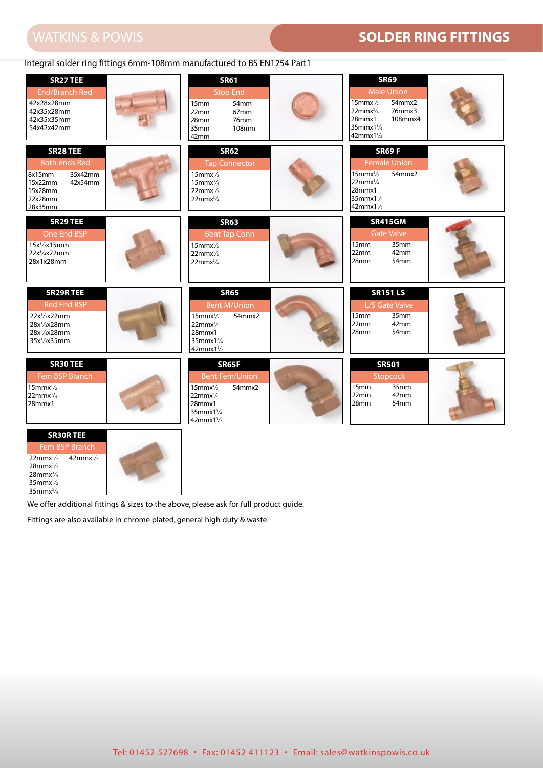## SOLDER RING FITTINGS

Integral solder ring fittings 6mm-108mm manufactured to BS EN1254 Part1

**SR27 TEE**
End/Branch Red
42x28x28mm
42x35x28mm
42x35x35mm
54x42x42mm

**SR61**
Stop End
15mm
22mm
28mm
35mm
42mm
54mm
67mm
76mm
108mm

**SR69**
Male Union
15mmx½
22mmx¾
28mmx1
35mmx1¼
42mmx1½
54mmx2
76mmx3
108mmx4

**SR28 TEE**
Both ends Red
8x15mm
15x22mm
15x28mm
22x28mm
28x35mm
35x42mm
42x54mm

**SR62**
Tap Connector
15mmx½
15mmx¾
22mmx½
22mmx¾

**SR69 F**
Female Union
15mmx½
22mmx¾
28mmx1
35mmx1¼
42mmx1½
54mmx2

**SR29 TEE**
One End BSP
15x½x15mm
22x¾x22mm
28x1x28mm

**SR63**
Bent Tap Conn
15mmx½
22mmx½
22mmx¾

**SR415GM**
Gate Valve
15mm
22mm
28mm
35mm
42mm
54mm

**SR29R TEE**
Red End BSP
22x½x22mm
28x½x28mm
28x¾x28mm
35x½x35mm

**SR65**
Bent M/Union
15mmx½
22mmx¾
28mmx1
35mmx1¼
42mmx1½
54mmx2

**SR151 LS**
L/S Gate Valve
15mm
22mm
28mm
35mm
42mm
54mm

**SR30 TEE**
Fem BSP Branch
15mmx½
22mmx¾
28mmx1

**SR65F**
Bent Fem/Union
15mmx½
22mmx¾
28mmx1
35mmx1¼
42mmx1½
54mmx2

**SR501**
Stopcock
15mm
22mm
28mm
35mm
42mm
54mm

**SR30R TEE**
Fem BSP Branch
22mmx½
28mmx½
28mmx¾
35mmx½
35mmx¾
42mmx½

We offer additional fittings & sizes to the above, please ask for full product guide.

Fittings are also available in chrome plated, general high duty & waste.

Tel: 01452 527698 • Fax: 01452 411123 • Email: sales@watkinspowis.co.uk